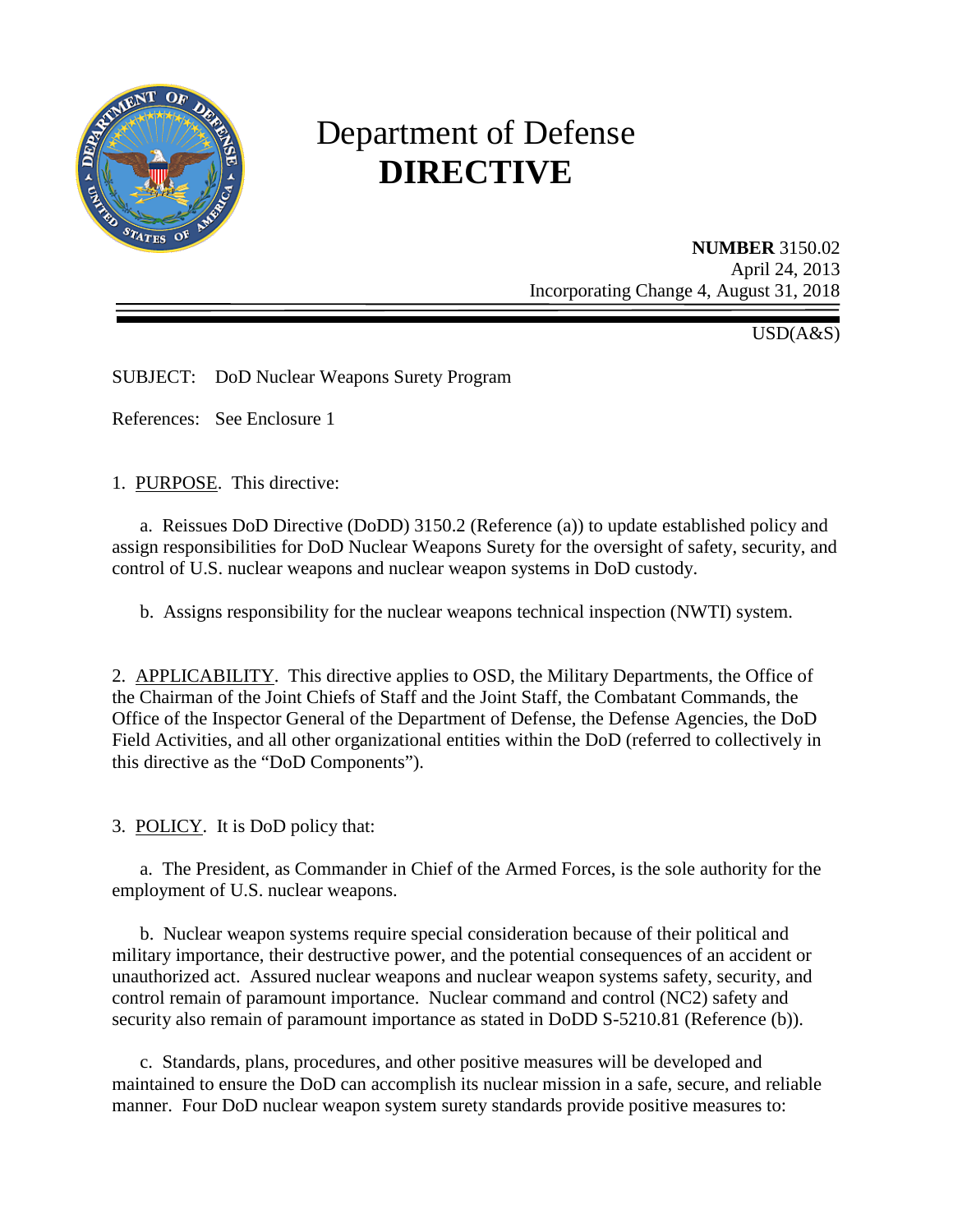# Department of Defense
# **DIRECTIVE**

**NUMBER** 3150.02
April 24, 2013
Incorporating Change 4, August 31, 2018

USD(A&S)

SUBJECT: DoD Nuclear Weapons Surety Program

References: See Enclosure 1

1. PURPOSE. This directive:

a. Reissues DoD Directive (DoDD) 3150.2 (Reference (a)) to update established policy and assign responsibilities for DoD Nuclear Weapons Surety for the oversight of safety, security, and control of U.S. nuclear weapons and nuclear weapon systems in DoD custody.

b. Assigns responsibility for the nuclear weapons technical inspection (NWTI) system.

2. APPLICABILITY. This directive applies to OSD, the Military Departments, the Office of the Chairman of the Joint Chiefs of Staff and the Joint Staff, the Combatant Commands, the Office of the Inspector General of the Department of Defense, the Defense Agencies, the DoD Field Activities, and all other organizational entities within the DoD (referred to collectively in this directive as the "DoD Components").

3. POLICY. It is DoD policy that:

a. The President, as Commander in Chief of the Armed Forces, is the sole authority for the employment of U.S. nuclear weapons.

b. Nuclear weapon systems require special consideration because of their political and military importance, their destructive power, and the potential consequences of an accident or unauthorized act. Assured nuclear weapons and nuclear weapon systems safety, security, and control remain of paramount importance. Nuclear command and control (NC2) safety and security also remain of paramount importance as stated in DoDD S-5210.81 (Reference (b)).

c. Standards, plans, procedures, and other positive measures will be developed and maintained to ensure the DoD can accomplish its nuclear mission in a safe, secure, and reliable manner. Four DoD nuclear weapon system surety standards provide positive measures to: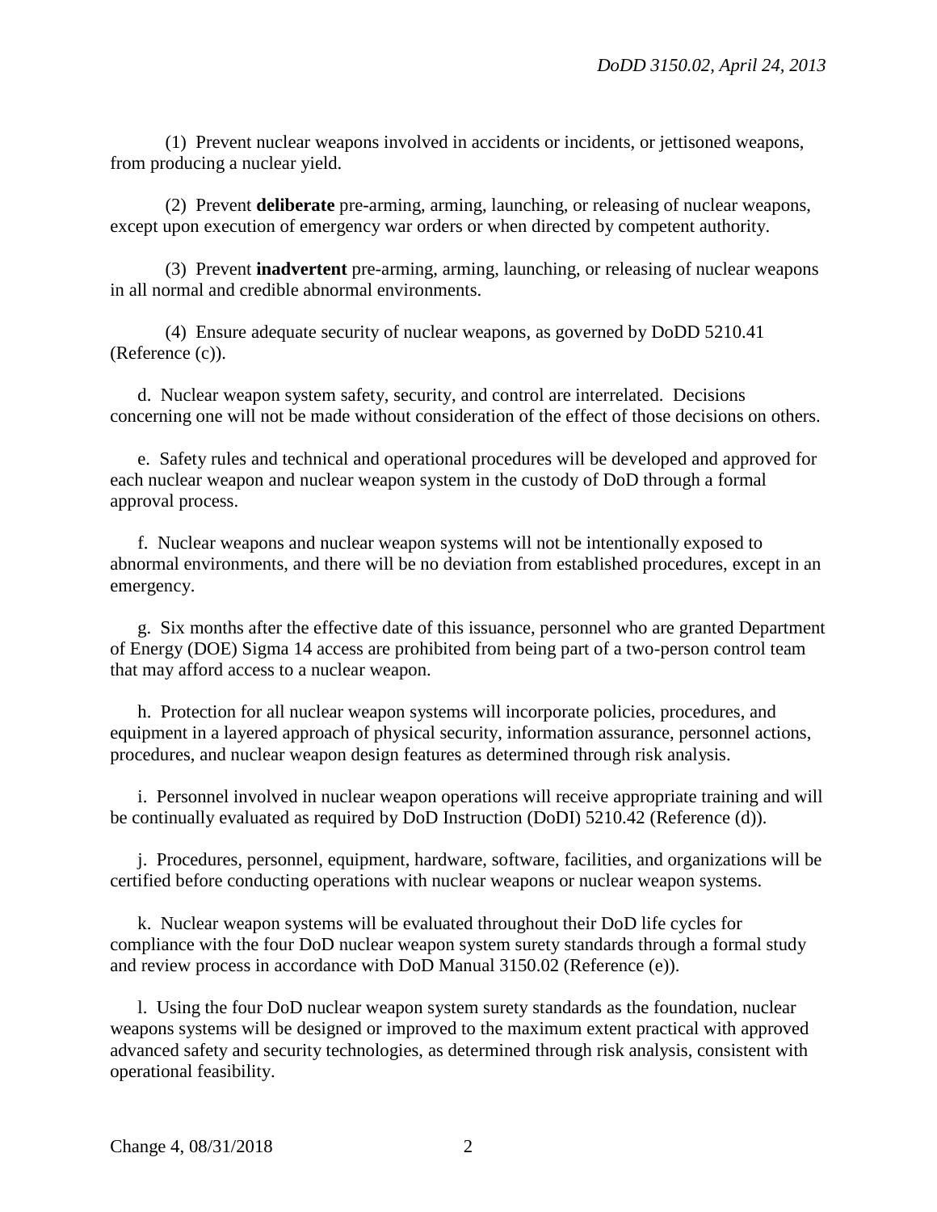(1) Prevent nuclear weapons involved in accidents or incidents, or jettisoned weapons, from producing a nuclear yield.

(2) Prevent **deliberate** pre-arming, arming, launching, or releasing of nuclear weapons, except upon execution of emergency war orders or when directed by competent authority.

(3) Prevent **inadvertent** pre-arming, arming, launching, or releasing of nuclear weapons in all normal and credible abnormal environments.

(4) Ensure adequate security of nuclear weapons, as governed by DoDD 5210.41 (Reference (c)).

d. Nuclear weapon system safety, security, and control are interrelated. Decisions concerning one will not be made without consideration of the effect of those decisions on others.

e. Safety rules and technical and operational procedures will be developed and approved for each nuclear weapon and nuclear weapon system in the custody of DoD through a formal approval process.

f. Nuclear weapons and nuclear weapon systems will not be intentionally exposed to abnormal environments, and there will be no deviation from established procedures, except in an emergency.

g. Six months after the effective date of this issuance, personnel who are granted Department of Energy (DOE) Sigma 14 access are prohibited from being part of a two-person control team that may afford access to a nuclear weapon.

h. Protection for all nuclear weapon systems will incorporate policies, procedures, and equipment in a layered approach of physical security, information assurance, personnel actions, procedures, and nuclear weapon design features as determined through risk analysis.

i. Personnel involved in nuclear weapon operations will receive appropriate training and will be continually evaluated as required by DoD Instruction (DoDI) 5210.42 (Reference (d)).

j. Procedures, personnel, equipment, hardware, software, facilities, and organizations will be certified before conducting operations with nuclear weapons or nuclear weapon systems.

k. Nuclear weapon systems will be evaluated throughout their DoD life cycles for compliance with the four DoD nuclear weapon system surety standards through a formal study and review process in accordance with DoD Manual 3150.02 (Reference (e)).

l. Using the four DoD nuclear weapon system surety standards as the foundation, nuclear weapons systems will be designed or improved to the maximum extent practical with approved advanced safety and security technologies, as determined through risk analysis, consistent with operational feasibility.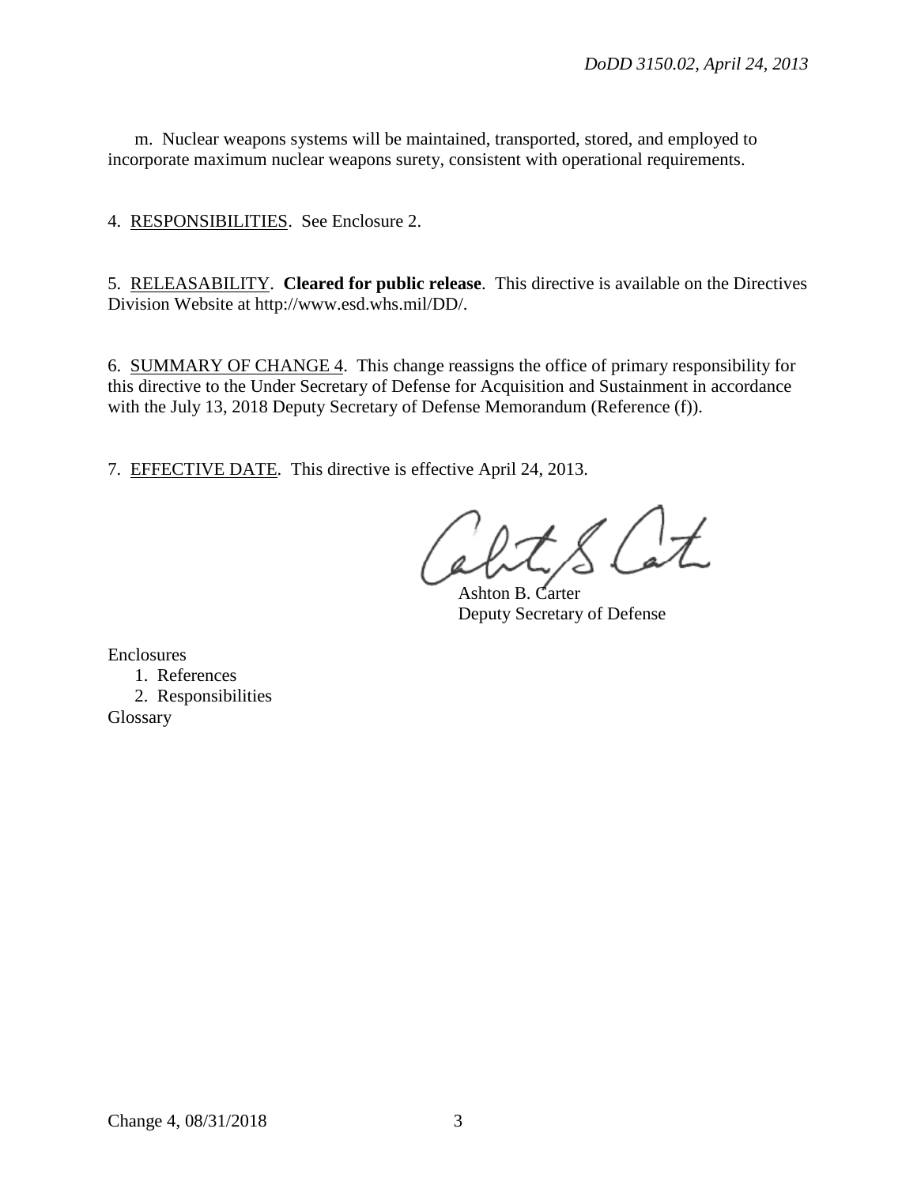m. Nuclear weapons systems will be maintained, transported, stored, and employed to incorporate maximum nuclear weapons surety, consistent with operational requirements.

4. RESPONSIBILITIES. See Enclosure 2.

5. RELEASABILITY. **Cleared for public release**. This directive is available on the Directives Division Website at http://www.esd.whs.mil/DD/.

6. SUMMARY OF CHANGE 4. This change reassigns the office of primary responsibility for this directive to the Under Secretary of Defense for Acquisition and Sustainment in accordance with the July 13, 2018 Deputy Secretary of Defense Memorandum (Reference (f)).

7. EFFECTIVE DATE. This directive is effective April 24, 2013.

Ashton B. Carter
Deputy Secretary of Defense

Enclosures
1. References
2. Responsibilities

Glossary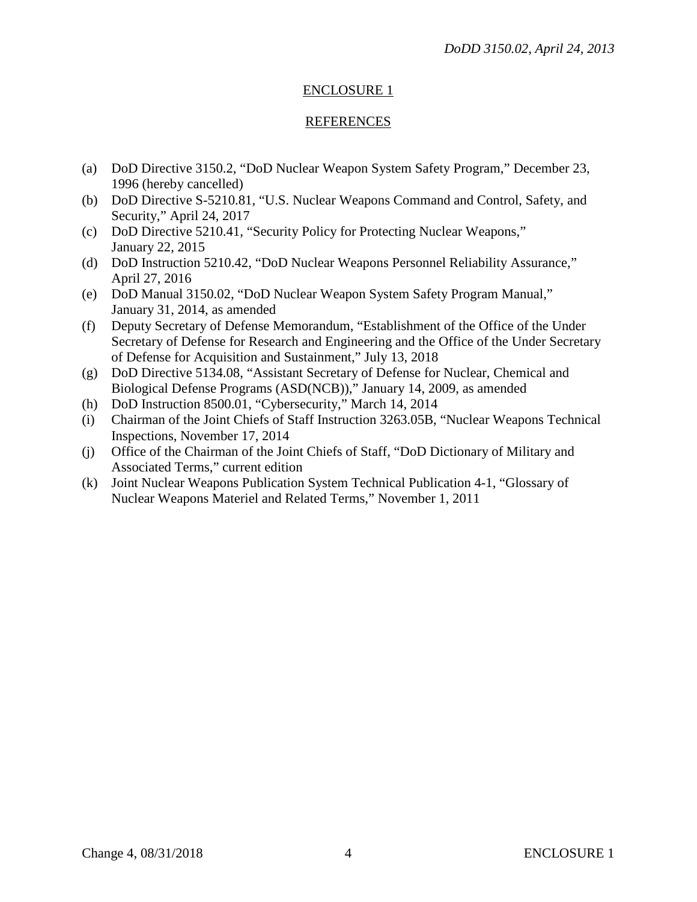## ENCLOSURE 1

## REFERENCES

(a) DoD Directive 3150.2, "DoD Nuclear Weapon System Safety Program," December 23, 1996 (hereby cancelled)

(b) DoD Directive S-5210.81, "U.S. Nuclear Weapons Command and Control, Safety, and Security," April 24, 2017

(c) DoD Directive 5210.41, "Security Policy for Protecting Nuclear Weapons," January 22, 2015

(d) DoD Instruction 5210.42, "DoD Nuclear Weapons Personnel Reliability Assurance," April 27, 2016

(e) DoD Manual 3150.02, "DoD Nuclear Weapon System Safety Program Manual," January 31, 2014, as amended

(f) Deputy Secretary of Defense Memorandum, "Establishment of the Office of the Under Secretary of Defense for Research and Engineering and the Office of the Under Secretary of Defense for Acquisition and Sustainment," July 13, 2018

(g) DoD Directive 5134.08, "Assistant Secretary of Defense for Nuclear, Chemical and Biological Defense Programs (ASD(NCB))," January 14, 2009, as amended

(h) DoD Instruction 8500.01, "Cybersecurity," March 14, 2014

(i) Chairman of the Joint Chiefs of Staff Instruction 3263.05B, "Nuclear Weapons Technical Inspections, November 17, 2014

(j) Office of the Chairman of the Joint Chiefs of Staff, "DoD Dictionary of Military and Associated Terms," current edition

(k) Joint Nuclear Weapons Publication System Technical Publication 4-1, "Glossary of Nuclear Weapons Materiel and Related Terms," November 1, 2011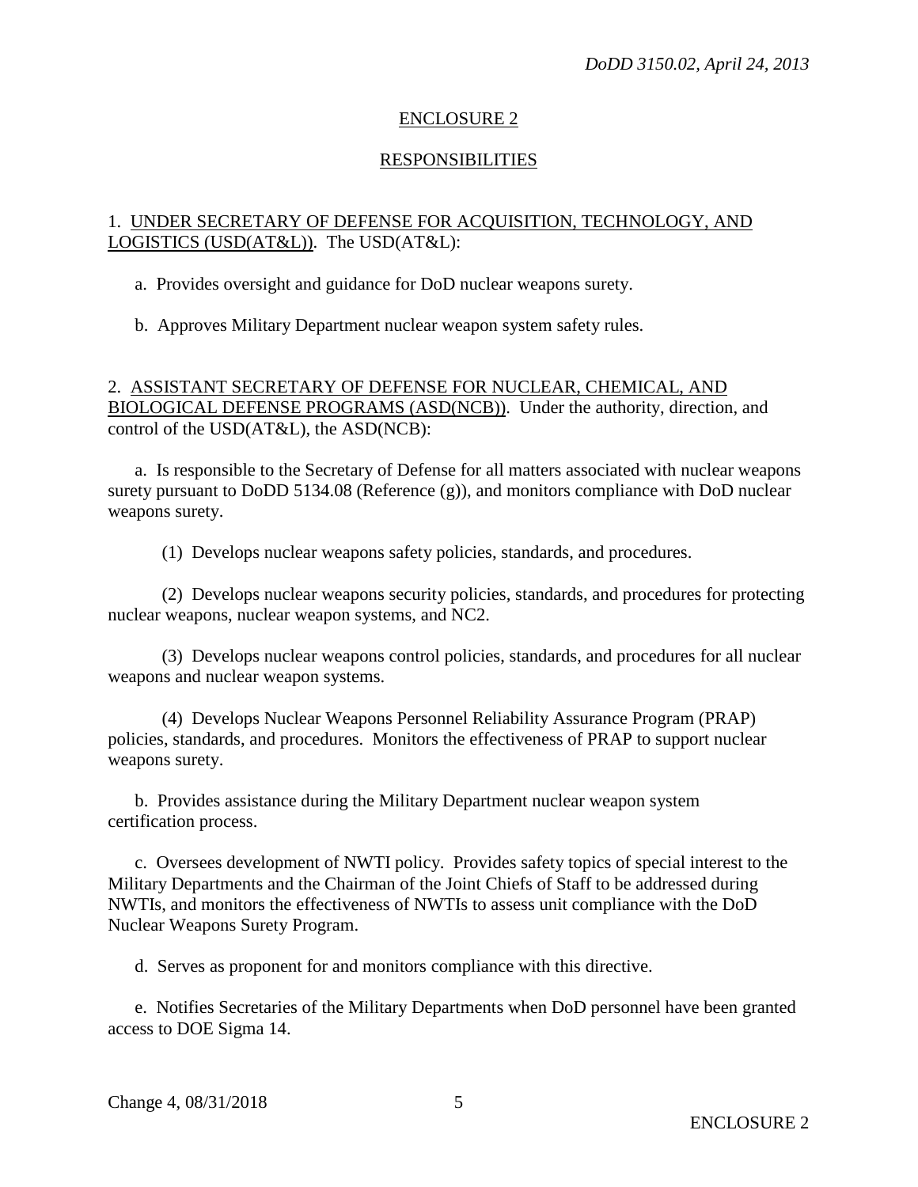## ENCLOSURE 2

## RESPONSIBILITIES

1. UNDER SECRETARY OF DEFENSE FOR ACQUISITION, TECHNOLOGY, AND LOGISTICS (USD(AT&L)). The USD(AT&L):

a. Provides oversight and guidance for DoD nuclear weapons surety.

b. Approves Military Department nuclear weapon system safety rules.

2. ASSISTANT SECRETARY OF DEFENSE FOR NUCLEAR, CHEMICAL, AND BIOLOGICAL DEFENSE PROGRAMS (ASD(NCB)). Under the authority, direction, and control of the USD(AT&L), the ASD(NCB):

a. Is responsible to the Secretary of Defense for all matters associated with nuclear weapons surety pursuant to DoDD 5134.08 (Reference (g)), and monitors compliance with DoD nuclear weapons surety.

(1) Develops nuclear weapons safety policies, standards, and procedures.

(2) Develops nuclear weapons security policies, standards, and procedures for protecting nuclear weapons, nuclear weapon systems, and NC2.

(3) Develops nuclear weapons control policies, standards, and procedures for all nuclear weapons and nuclear weapon systems.

(4) Develops Nuclear Weapons Personnel Reliability Assurance Program (PRAP) policies, standards, and procedures. Monitors the effectiveness of PRAP to support nuclear weapons surety.

b. Provides assistance during the Military Department nuclear weapon system certification process.

c. Oversees development of NWTI policy. Provides safety topics of special interest to the Military Departments and the Chairman of the Joint Chiefs of Staff to be addressed during NWTIs, and monitors the effectiveness of NWTIs to assess unit compliance with the DoD Nuclear Weapons Surety Program.

d. Serves as proponent for and monitors compliance with this directive.

e. Notifies Secretaries of the Military Departments when DoD personnel have been granted access to DOE Sigma 14.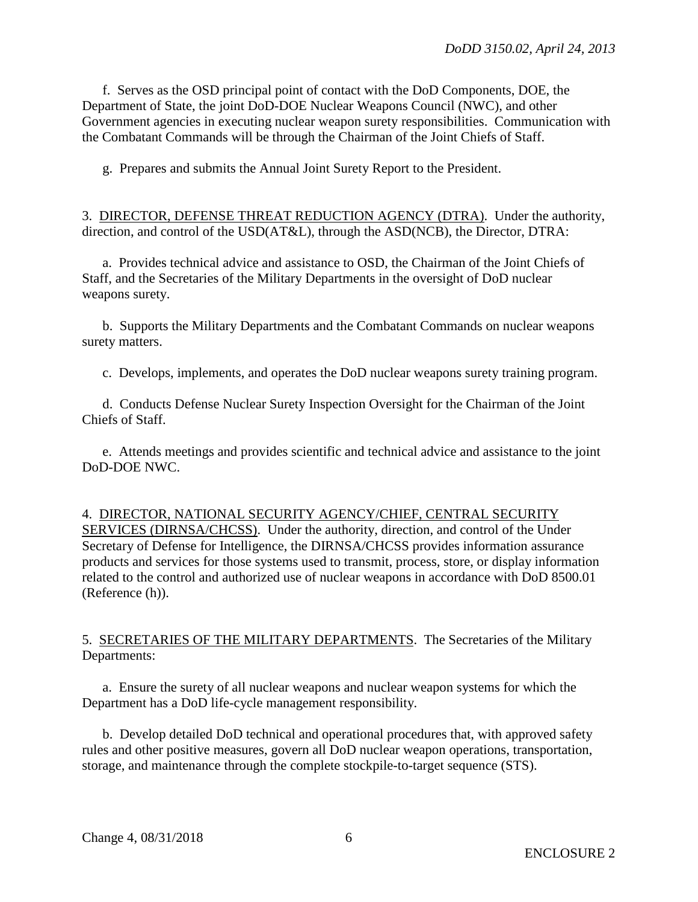f. Serves as the OSD principal point of contact with the DoD Components, DOE, the Department of State, the joint DoD-DOE Nuclear Weapons Council (NWC), and other Government agencies in executing nuclear weapon surety responsibilities. Communication with the Combatant Commands will be through the Chairman of the Joint Chiefs of Staff.

g. Prepares and submits the Annual Joint Surety Report to the President.

3. DIRECTOR, DEFENSE THREAT REDUCTION AGENCY (DTRA). Under the authority, direction, and control of the USD(AT&L), through the ASD(NCB), the Director, DTRA:

a. Provides technical advice and assistance to OSD, the Chairman of the Joint Chiefs of Staff, and the Secretaries of the Military Departments in the oversight of DoD nuclear weapons surety.

b. Supports the Military Departments and the Combatant Commands on nuclear weapons surety matters.

c. Develops, implements, and operates the DoD nuclear weapons surety training program.

d. Conducts Defense Nuclear Surety Inspection Oversight for the Chairman of the Joint Chiefs of Staff.

e. Attends meetings and provides scientific and technical advice and assistance to the joint DoD-DOE NWC.

4. DIRECTOR, NATIONAL SECURITY AGENCY/CHIEF, CENTRAL SECURITY SERVICES (DIRNSA/CHCSS). Under the authority, direction, and control of the Under Secretary of Defense for Intelligence, the DIRNSA/CHCSS provides information assurance products and services for those systems used to transmit, process, store, or display information related to the control and authorized use of nuclear weapons in accordance with DoD 8500.01 (Reference (h)).

5. SECRETARIES OF THE MILITARY DEPARTMENTS. The Secretaries of the Military Departments:

a. Ensure the surety of all nuclear weapons and nuclear weapon systems for which the Department has a DoD life-cycle management responsibility.

b. Develop detailed DoD technical and operational procedures that, with approved safety rules and other positive measures, govern all DoD nuclear weapon operations, transportation, storage, and maintenance through the complete stockpile-to-target sequence (STS).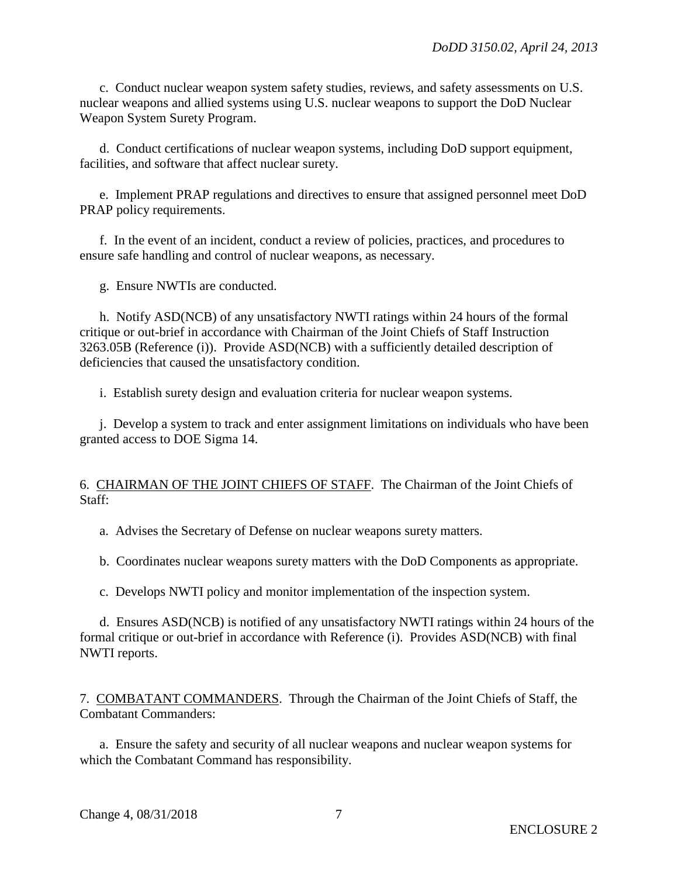c. Conduct nuclear weapon system safety studies, reviews, and safety assessments on U.S. nuclear weapons and allied systems using U.S. nuclear weapons to support the DoD Nuclear Weapon System Surety Program.

d. Conduct certifications of nuclear weapon systems, including DoD support equipment, facilities, and software that affect nuclear surety.

e. Implement PRAP regulations and directives to ensure that assigned personnel meet DoD PRAP policy requirements.

f. In the event of an incident, conduct a review of policies, practices, and procedures to ensure safe handling and control of nuclear weapons, as necessary.

g. Ensure NWTIs are conducted.

h. Notify ASD(NCB) of any unsatisfactory NWTI ratings within 24 hours of the formal critique or out-brief in accordance with Chairman of the Joint Chiefs of Staff Instruction 3263.05B (Reference (i)). Provide ASD(NCB) with a sufficiently detailed description of deficiencies that caused the unsatisfactory condition.

i. Establish surety design and evaluation criteria for nuclear weapon systems.

j. Develop a system to track and enter assignment limitations on individuals who have been granted access to DOE Sigma 14.

6. <u>CHAIRMAN OF THE JOINT CHIEFS OF STAFF</u>. The Chairman of the Joint Chiefs of Staff:

a. Advises the Secretary of Defense on nuclear weapons surety matters.

b. Coordinates nuclear weapons surety matters with the DoD Components as appropriate.

c. Develops NWTI policy and monitor implementation of the inspection system.

d. Ensures ASD(NCB) is notified of any unsatisfactory NWTI ratings within 24 hours of the formal critique or out-brief in accordance with Reference (i). Provides ASD(NCB) with final NWTI reports.

7. <u>COMBATANT COMMANDERS</u>. Through the Chairman of the Joint Chiefs of Staff, the Combatant Commanders:

a. Ensure the safety and security of all nuclear weapons and nuclear weapon systems for which the Combatant Command has responsibility.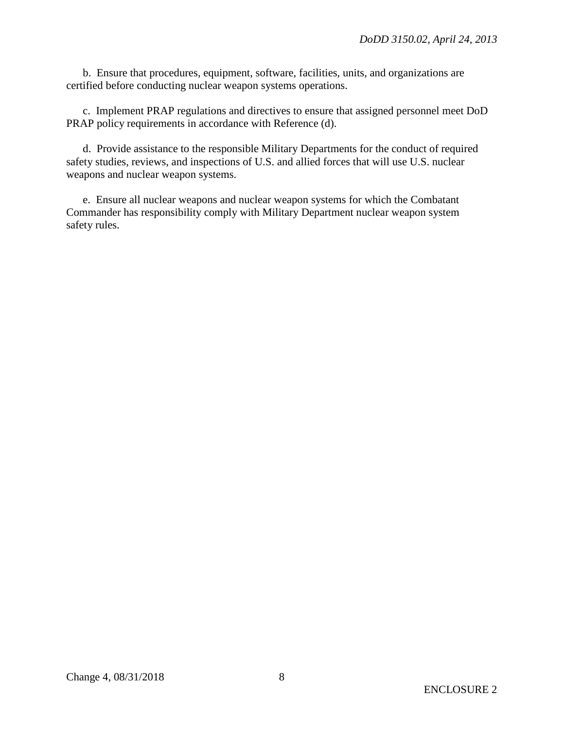b. Ensure that procedures, equipment, software, facilities, units, and organizations are certified before conducting nuclear weapon systems operations.

c. Implement PRAP regulations and directives to ensure that assigned personnel meet DoD PRAP policy requirements in accordance with Reference (d).

d. Provide assistance to the responsible Military Departments for the conduct of required safety studies, reviews, and inspections of U.S. and allied forces that will use U.S. nuclear weapons and nuclear weapon systems.

e. Ensure all nuclear weapons and nuclear weapon systems for which the Combatant Commander has responsibility comply with Military Department nuclear weapon system safety rules.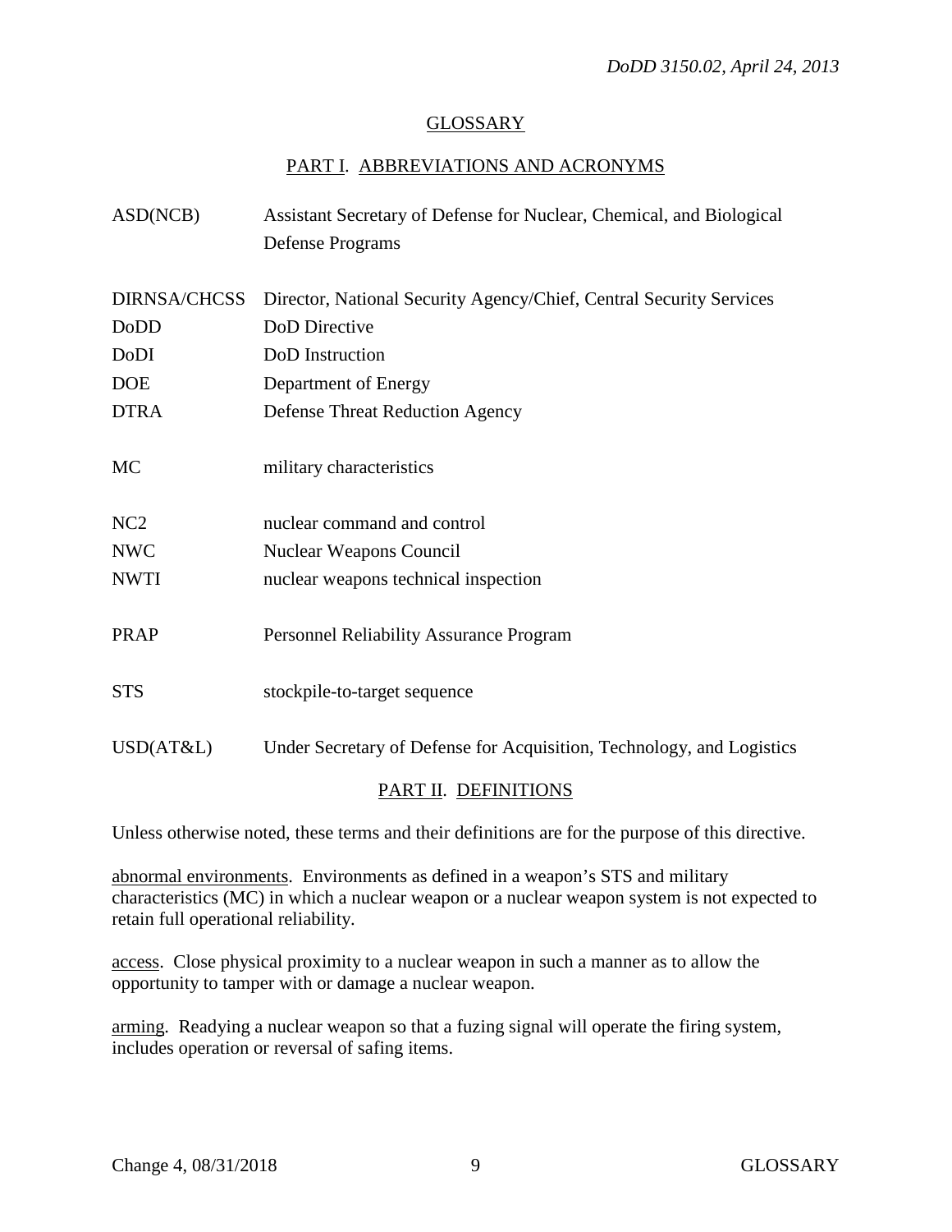## GLOSSARY

### PART I. ABBREVIATIONS AND ACRONYMS

| | |
|---|---|
| ASD(NCB) | Assistant Secretary of Defense for Nuclear, Chemical, and Biological Defense Programs |
| DIRNSA/CHCSS | Director, National Security Agency/Chief, Central Security Services |
| DoDD | DoD Directive |
| DoDI | DoD Instruction |
| DOE | Department of Energy |
| DTRA | Defense Threat Reduction Agency |
| MC | military characteristics |
| NC2 | nuclear command and control |
| NWC | Nuclear Weapons Council |
| NWTI | nuclear weapons technical inspection |
| PRAP | Personnel Reliability Assurance Program |
| STS | stockpile-to-target sequence |
| USD(AT&L) | Under Secretary of Defense for Acquisition, Technology, and Logistics |

### PART II. DEFINITIONS

Unless otherwise noted, these terms and their definitions are for the purpose of this directive.

abnormal environments. Environments as defined in a weapon's STS and military characteristics (MC) in which a nuclear weapon or a nuclear weapon system is not expected to retain full operational reliability.

access. Close physical proximity to a nuclear weapon in such a manner as to allow the opportunity to tamper with or damage a nuclear weapon.

arming. Readying a nuclear weapon so that a fuzing signal will operate the firing system, includes operation or reversal of safing items.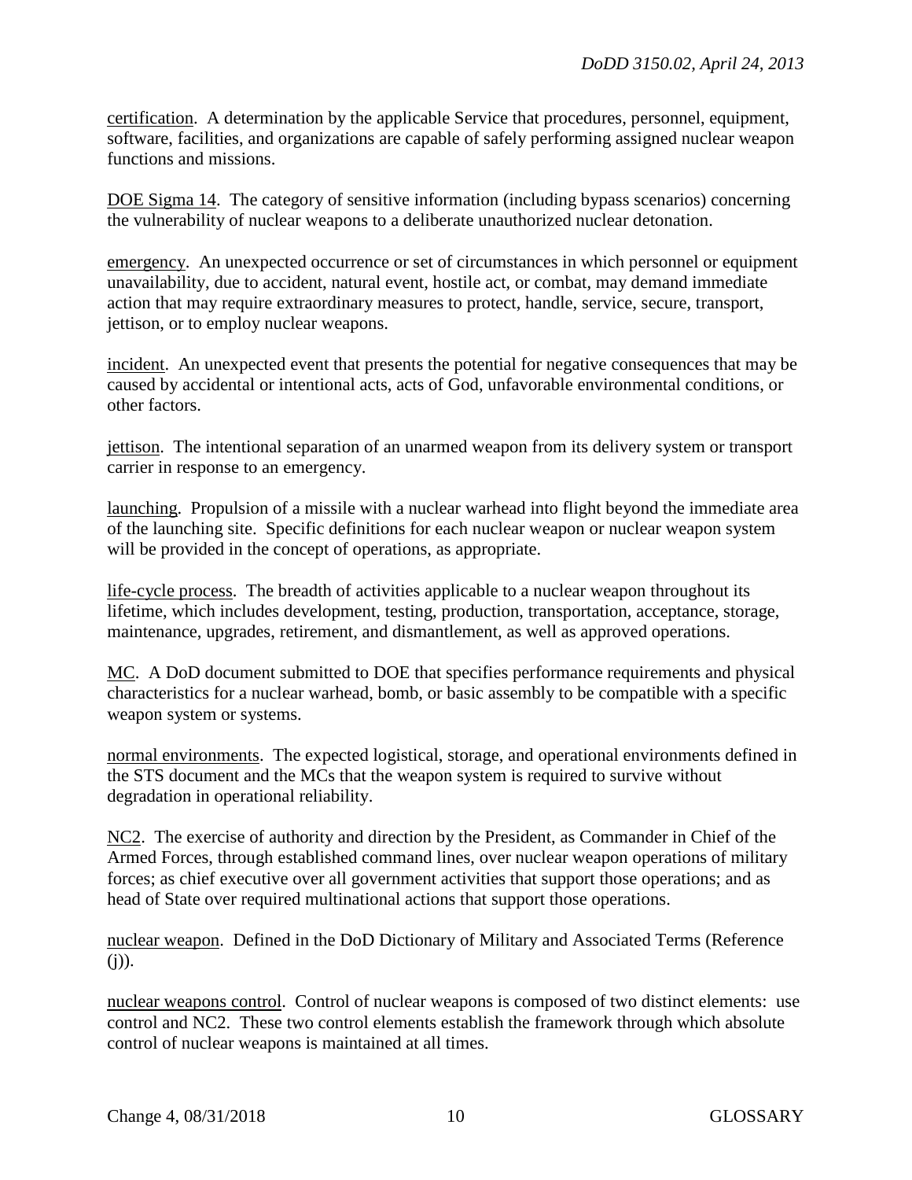certification. A determination by the applicable Service that procedures, personnel, equipment, software, facilities, and organizations are capable of safely performing assigned nuclear weapon functions and missions.

DOE Sigma 14. The category of sensitive information (including bypass scenarios) concerning the vulnerability of nuclear weapons to a deliberate unauthorized nuclear detonation.

emergency. An unexpected occurrence or set of circumstances in which personnel or equipment unavailability, due to accident, natural event, hostile act, or combat, may demand immediate action that may require extraordinary measures to protect, handle, service, secure, transport, jettison, or to employ nuclear weapons.

incident. An unexpected event that presents the potential for negative consequences that may be caused by accidental or intentional acts, acts of God, unfavorable environmental conditions, or other factors.

jettison. The intentional separation of an unarmed weapon from its delivery system or transport carrier in response to an emergency.

launching. Propulsion of a missile with a nuclear warhead into flight beyond the immediate area of the launching site. Specific definitions for each nuclear weapon or nuclear weapon system will be provided in the concept of operations, as appropriate.

life-cycle process. The breadth of activities applicable to a nuclear weapon throughout its lifetime, which includes development, testing, production, transportation, acceptance, storage, maintenance, upgrades, retirement, and dismantlement, as well as approved operations.

MC. A DoD document submitted to DOE that specifies performance requirements and physical characteristics for a nuclear warhead, bomb, or basic assembly to be compatible with a specific weapon system or systems.

normal environments. The expected logistical, storage, and operational environments defined in the STS document and the MCs that the weapon system is required to survive without degradation in operational reliability.

NC2. The exercise of authority and direction by the President, as Commander in Chief of the Armed Forces, through established command lines, over nuclear weapon operations of military forces; as chief executive over all government activities that support those operations; and as head of State over required multinational actions that support those operations.

nuclear weapon. Defined in the DoD Dictionary of Military and Associated Terms (Reference (j)).

nuclear weapons control. Control of nuclear weapons is composed of two distinct elements: use control and NC2. These two control elements establish the framework through which absolute control of nuclear weapons is maintained at all times.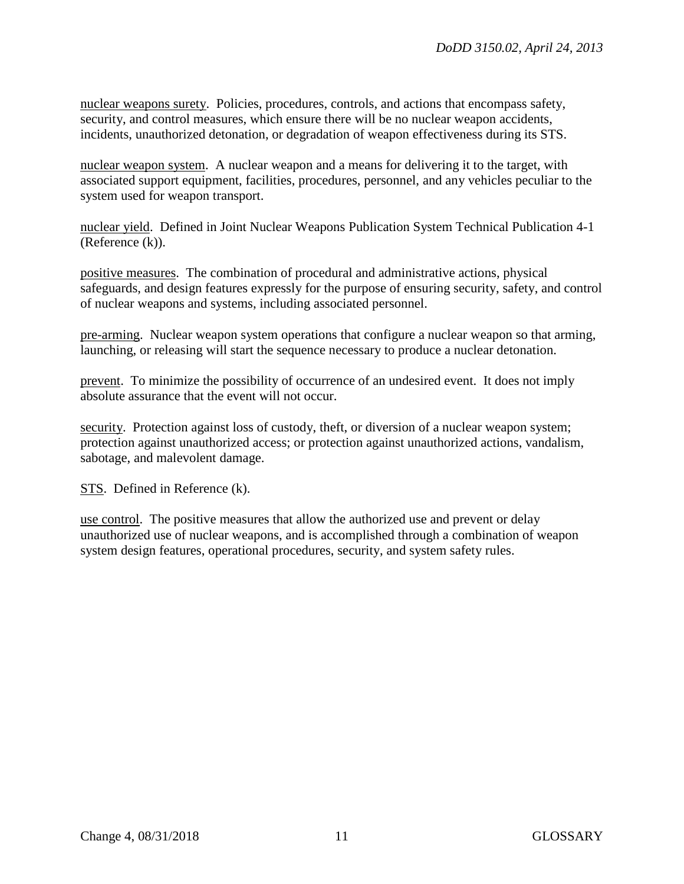nuclear weapons surety. Policies, procedures, controls, and actions that encompass safety, security, and control measures, which ensure there will be no nuclear weapon accidents, incidents, unauthorized detonation, or degradation of weapon effectiveness during its STS.

nuclear weapon system. A nuclear weapon and a means for delivering it to the target, with associated support equipment, facilities, procedures, personnel, and any vehicles peculiar to the system used for weapon transport.

nuclear yield. Defined in Joint Nuclear Weapons Publication System Technical Publication 4-1 (Reference (k)).

positive measures. The combination of procedural and administrative actions, physical safeguards, and design features expressly for the purpose of ensuring security, safety, and control of nuclear weapons and systems, including associated personnel.

pre-arming. Nuclear weapon system operations that configure a nuclear weapon so that arming, launching, or releasing will start the sequence necessary to produce a nuclear detonation.

prevent. To minimize the possibility of occurrence of an undesired event. It does not imply absolute assurance that the event will not occur.

security. Protection against loss of custody, theft, or diversion of a nuclear weapon system; protection against unauthorized access; or protection against unauthorized actions, vandalism, sabotage, and malevolent damage.

STS. Defined in Reference (k).

use control. The positive measures that allow the authorized use and prevent or delay unauthorized use of nuclear weapons, and is accomplished through a combination of weapon system design features, operational procedures, security, and system safety rules.